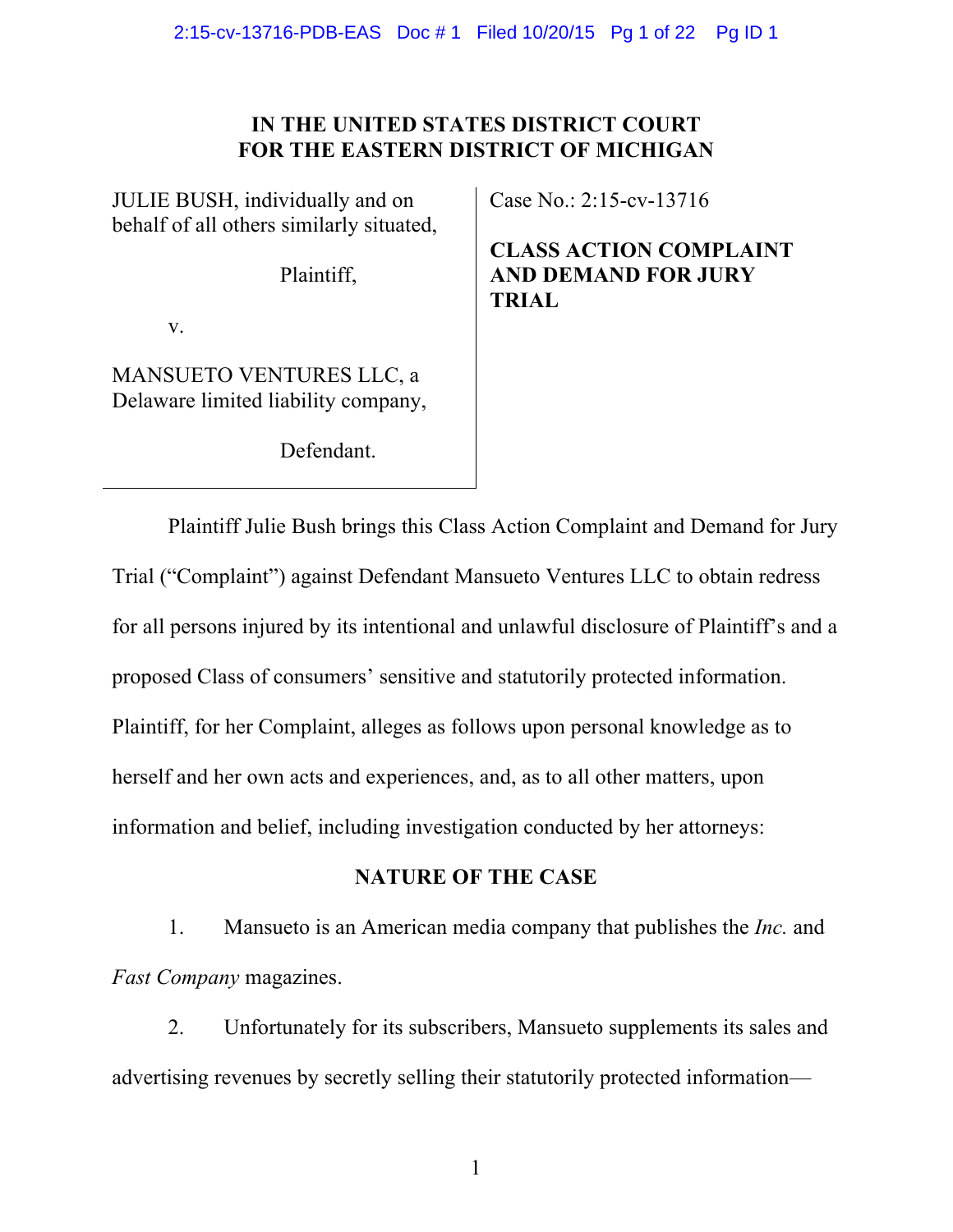**IN THE UNITED STATES DISTRICT COURT**
**FOR THE EASTERN DISTRICT OF MICHIGAN**

| | |
|---|---|
| JULIE BUSH, individually and on behalf of all others similarly situated,<br><br>Plaintiff,<br><br>v.<br><br>MANSUETO VENTURES LLC, a Delaware limited liability company,<br><br>Defendant. | Case No.: 2:15-cv-13716<br><br>**CLASS ACTION COMPLAINT AND DEMAND FOR JURY TRIAL** |

Plaintiff Julie Bush brings this Class Action Complaint and Demand for Jury Trial ("Complaint") against Defendant Mansueto Ventures LLC to obtain redress for all persons injured by its intentional and unlawful disclosure of Plaintiff's and a proposed Class of consumers' sensitive and statutorily protected information. Plaintiff, for her Complaint, alleges as follows upon personal knowledge as to herself and her own acts and experiences, and, as to all other matters, upon information and belief, including investigation conducted by her attorneys:

**NATURE OF THE CASE**

1. Mansueto is an American media company that publishes the *Inc.* and *Fast Company* magazines.

2. Unfortunately for its subscribers, Mansueto supplements its sales and advertising revenues by secretly selling their statutorily protected information—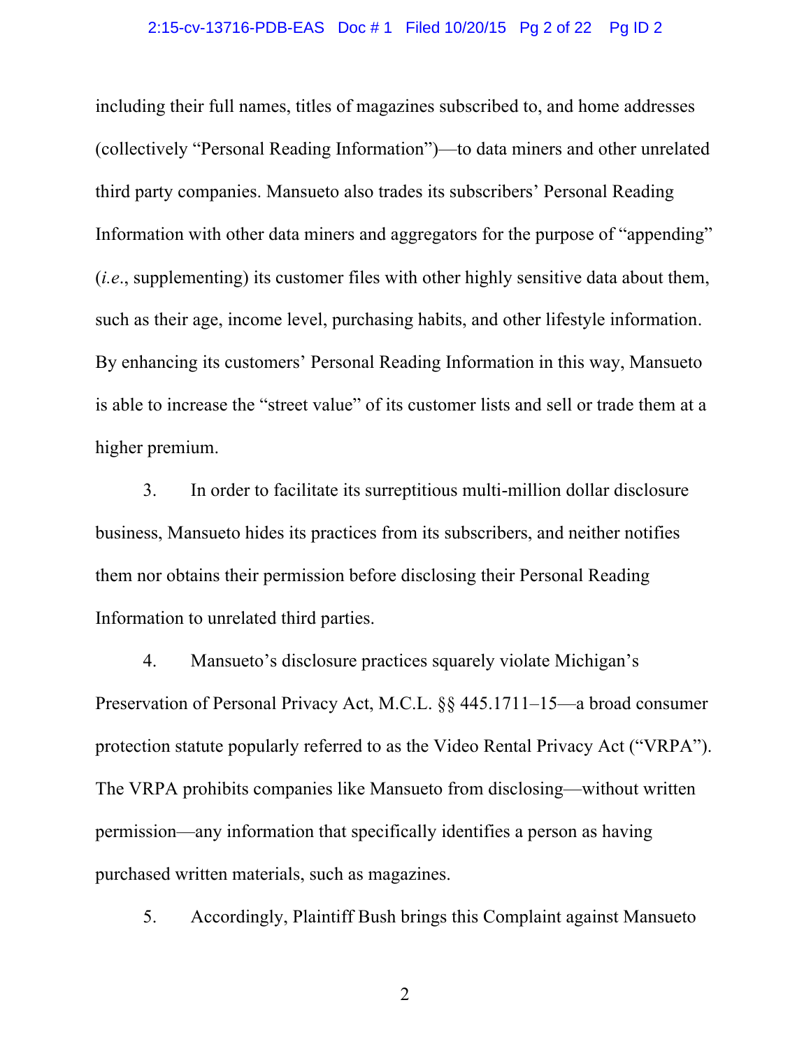including their full names, titles of magazines subscribed to, and home addresses (collectively "Personal Reading Information")—to data miners and other unrelated third party companies. Mansueto also trades its subscribers' Personal Reading Information with other data miners and aggregators for the purpose of "appending" (*i.e.*, supplementing) its customer files with other highly sensitive data about them, such as their age, income level, purchasing habits, and other lifestyle information. By enhancing its customers' Personal Reading Information in this way, Mansueto is able to increase the "street value" of its customer lists and sell or trade them at a higher premium.

3. In order to facilitate its surreptitious multi-million dollar disclosure business, Mansueto hides its practices from its subscribers, and neither notifies them nor obtains their permission before disclosing their Personal Reading Information to unrelated third parties.

4. Mansueto's disclosure practices squarely violate Michigan's Preservation of Personal Privacy Act, M.C.L. §§ 445.1711–15—a broad consumer protection statute popularly referred to as the Video Rental Privacy Act ("VRPA"). The VRPA prohibits companies like Mansueto from disclosing—without written permission—any information that specifically identifies a person as having purchased written materials, such as magazines.

5. Accordingly, Plaintiff Bush brings this Complaint against Mansueto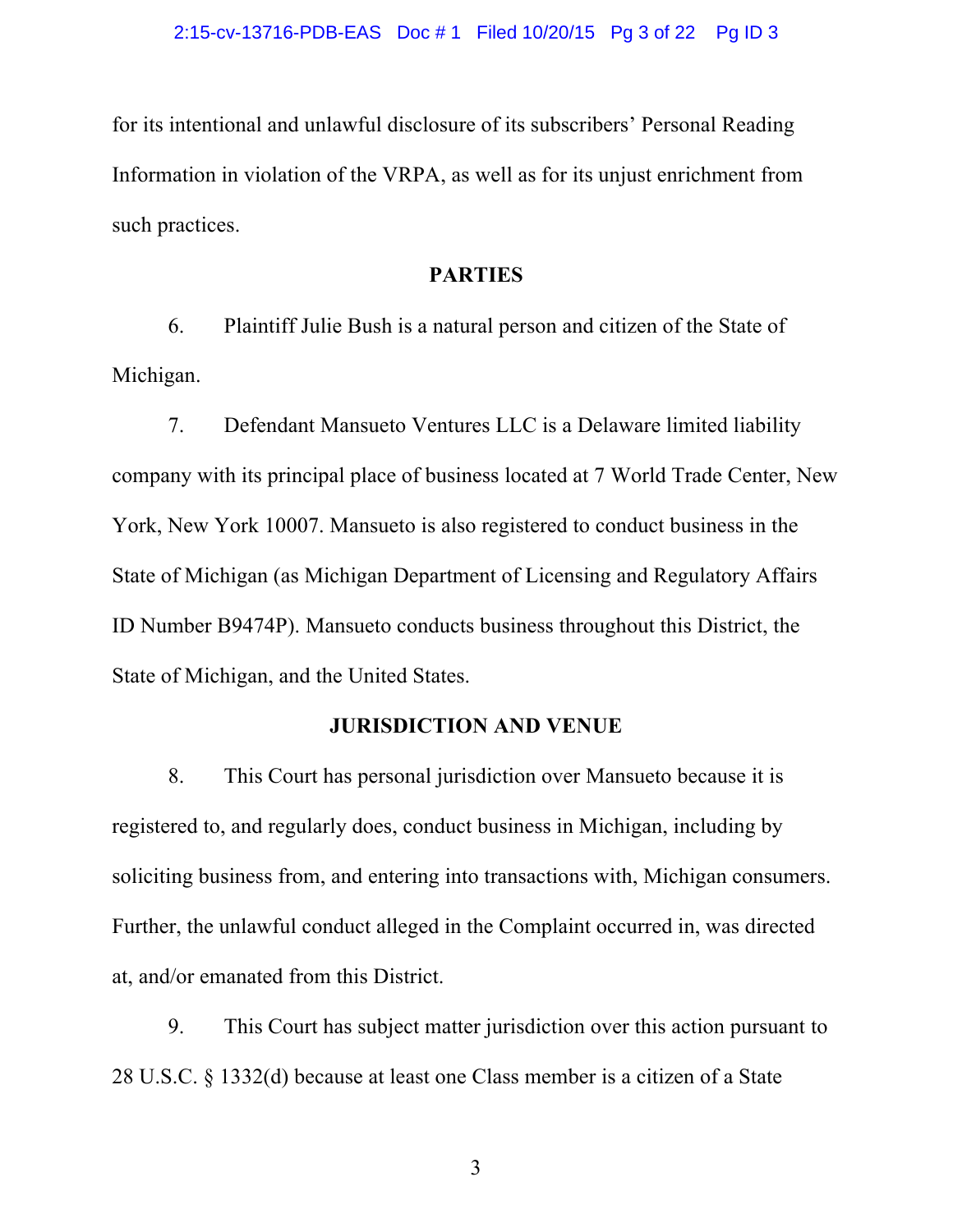for its intentional and unlawful disclosure of its subscribers' Personal Reading Information in violation of the VRPA, as well as for its unjust enrichment from such practices.

## PARTIES

6. Plaintiff Julie Bush is a natural person and citizen of the State of Michigan.

7. Defendant Mansueto Ventures LLC is a Delaware limited liability company with its principal place of business located at 7 World Trade Center, New York, New York 10007. Mansueto is also registered to conduct business in the State of Michigan (as Michigan Department of Licensing and Regulatory Affairs ID Number B9474P). Mansueto conducts business throughout this District, the State of Michigan, and the United States.

## JURISDICTION AND VENUE

8. This Court has personal jurisdiction over Mansueto because it is registered to, and regularly does, conduct business in Michigan, including by soliciting business from, and entering into transactions with, Michigan consumers. Further, the unlawful conduct alleged in the Complaint occurred in, was directed at, and/or emanated from this District.

9. This Court has subject matter jurisdiction over this action pursuant to 28 U.S.C. § 1332(d) because at least one Class member is a citizen of a State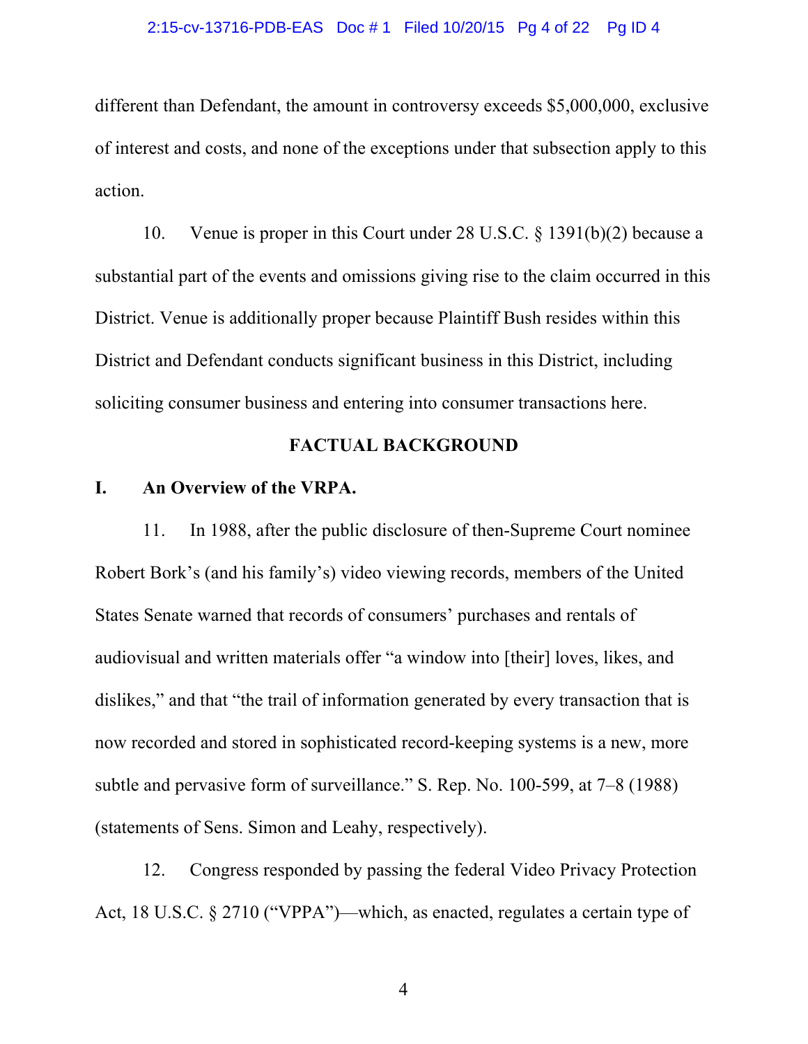different than Defendant, the amount in controversy exceeds $5,000,000, exclusive of interest and costs, and none of the exceptions under that subsection apply to this action.

10. Venue is proper in this Court under 28 U.S.C. § 1391(b)(2) because a substantial part of the events and omissions giving rise to the claim occurred in this District. Venue is additionally proper because Plaintiff Bush resides within this District and Defendant conducts significant business in this District, including soliciting consumer business and entering into consumer transactions here.

## FACTUAL BACKGROUND

### I. An Overview of the VRPA.

11. In 1988, after the public disclosure of then-Supreme Court nominee Robert Bork's (and his family's) video viewing records, members of the United States Senate warned that records of consumers' purchases and rentals of audiovisual and written materials offer "a window into [their] loves, likes, and dislikes," and that "the trail of information generated by every transaction that is now recorded and stored in sophisticated record-keeping systems is a new, more subtle and pervasive form of surveillance." S. Rep. No. 100-599, at 7–8 (1988) (statements of Sens. Simon and Leahy, respectively).

12. Congress responded by passing the federal Video Privacy Protection Act, 18 U.S.C. § 2710 ("VPPA")—which, as enacted, regulates a certain type of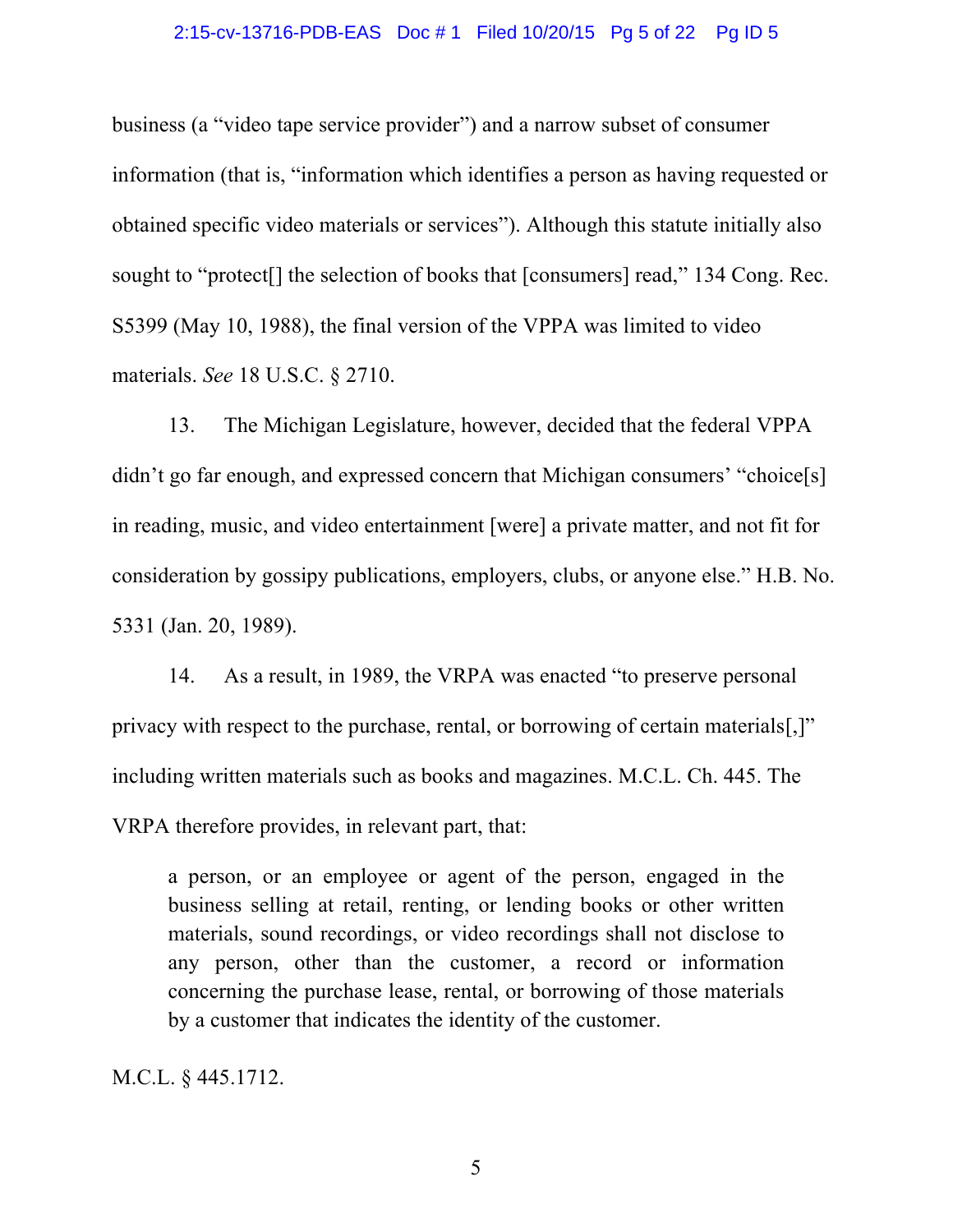business (a "video tape service provider") and a narrow subset of consumer information (that is, "information which identifies a person as having requested or obtained specific video materials or services"). Although this statute initially also sought to "protect[] the selection of books that [consumers] read," 134 Cong. Rec. S5399 (May 10, 1988), the final version of the VPPA was limited to video materials. *See* 18 U.S.C. § 2710.

13. The Michigan Legislature, however, decided that the federal VPPA didn't go far enough, and expressed concern that Michigan consumers' "choice[s] in reading, music, and video entertainment [were] a private matter, and not fit for consideration by gossipy publications, employers, clubs, or anyone else." H.B. No. 5331 (Jan. 20, 1989).

14. As a result, in 1989, the VRPA was enacted "to preserve personal privacy with respect to the purchase, rental, or borrowing of certain materials[,]" including written materials such as books and magazines. M.C.L. Ch. 445. The VRPA therefore provides, in relevant part, that:

> a person, or an employee or agent of the person, engaged in the business selling at retail, renting, or lending books or other written materials, sound recordings, or video recordings shall not disclose to any person, other than the customer, a record or information concerning the purchase lease, rental, or borrowing of those materials by a customer that indicates the identity of the customer.

M.C.L. § 445.1712.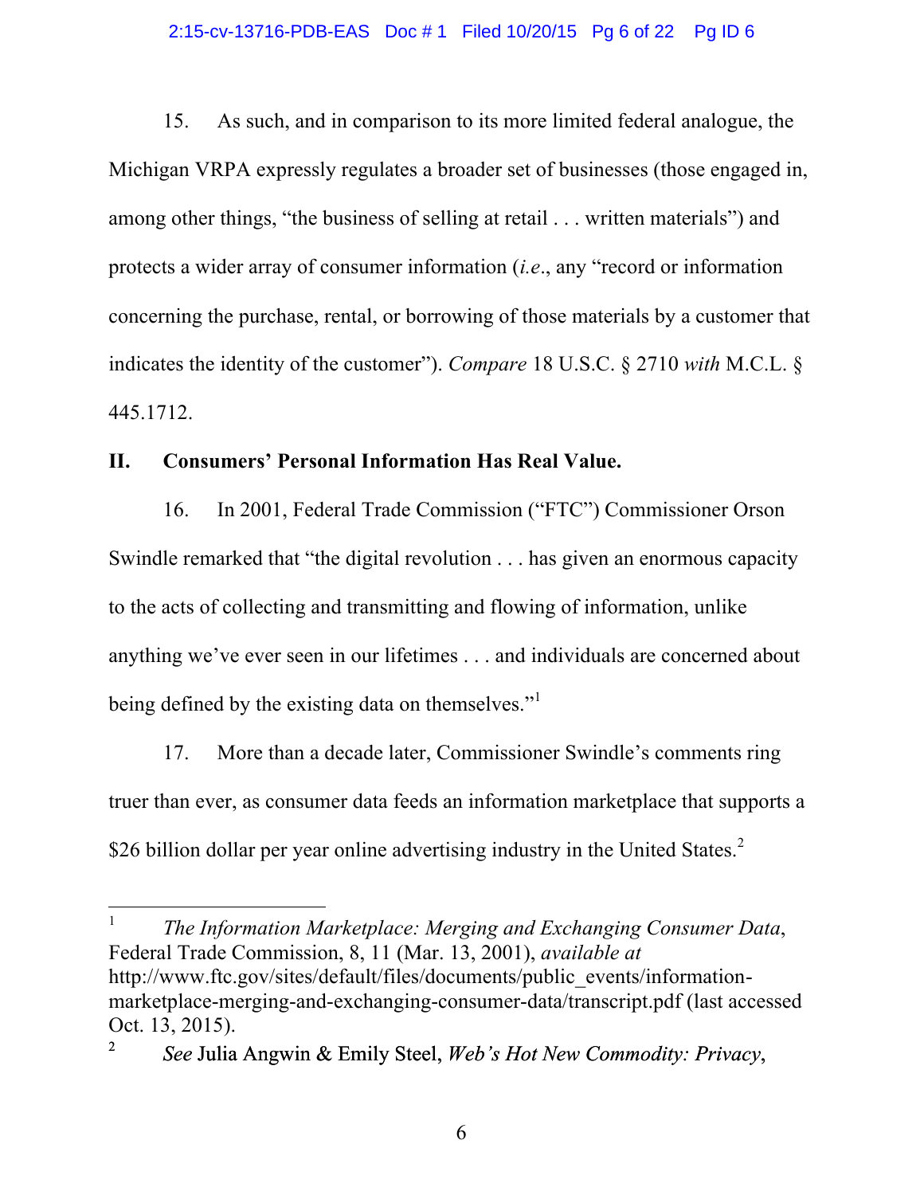15. As such, and in comparison to its more limited federal analogue, the Michigan VRPA expressly regulates a broader set of businesses (those engaged in, among other things, "the business of selling at retail . . . written materials") and protects a wider array of consumer information (*i.e*., any "record or information concerning the purchase, rental, or borrowing of those materials by a customer that indicates the identity of the customer"). *Compare* 18 U.S.C. § 2710 *with* M.C.L. § 445.1712.

## II. Consumers' Personal Information Has Real Value.

16. In 2001, Federal Trade Commission ("FTC") Commissioner Orson Swindle remarked that "the digital revolution . . . has given an enormous capacity to the acts of collecting and transmitting and flowing of information, unlike anything we've ever seen in our lifetimes . . . and individuals are concerned about being defined by the existing data on themselves."[1]

17. More than a decade later, Commissioner Swindle's comments ring truer than ever, as consumer data feeds an information marketplace that supports a $26 billion dollar per year online advertising industry in the United States.[2]

---

[1] *The Information Marketplace: Merging and Exchanging Consumer Data*, Federal Trade Commission, 8, 11 (Mar. 13, 2001), *available at* http://www.ftc.gov/sites/default/files/documents/public_events/information-marketplace-merging-and-exchanging-consumer-data/transcript.pdf (last accessed Oct. 13, 2015).

[2] *See* Julia Angwin & Emily Steel, *Web's Hot New Commodity: Privacy*,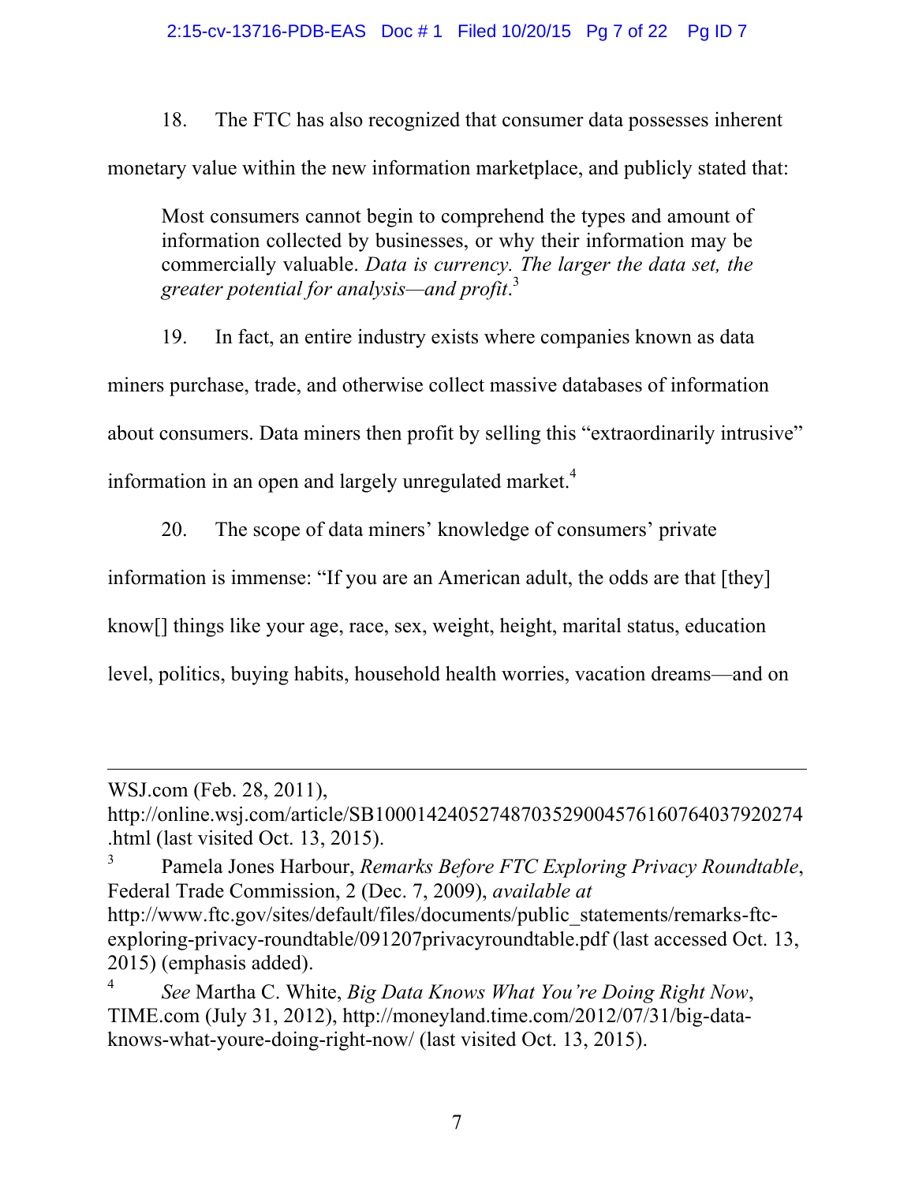18. The FTC has also recognized that consumer data possesses inherent monetary value within the new information marketplace, and publicly stated that:

> Most consumers cannot begin to comprehend the types and amount of information collected by businesses, or why their information may be commercially valuable. *Data is currency. The larger the data set, the greater potential for analysis—and profit*.[3]

19. In fact, an entire industry exists where companies known as data miners purchase, trade, and otherwise collect massive databases of information about consumers. Data miners then profit by selling this "extraordinarily intrusive" information in an open and largely unregulated market.[4]

20. The scope of data miners' knowledge of consumers' private information is immense: "If you are an American adult, the odds are that [they] know[] things like your age, race, sex, weight, height, marital status, education level, politics, buying habits, household health worries, vacation dreams—and on

---

WSJ.com (Feb. 28, 2011), http://online.wsj.com/article/SB10001424052748703529004576160764037920274.html (last visited Oct. 13, 2015).

[3] Pamela Jones Harbour, *Remarks Before FTC Exploring Privacy Roundtable*, Federal Trade Commission, 2 (Dec. 7, 2009), *available at* http://www.ftc.gov/sites/default/files/documents/public_statements/remarks-ftc-exploring-privacy-roundtable/091207privacyroundtable.pdf (last accessed Oct. 13, 2015) (emphasis added).

[4] *See* Martha C. White, *Big Data Knows What You're Doing Right Now*, TIME.com (July 31, 2012), http://moneyland.time.com/2012/07/31/big-data-knows-what-youre-doing-right-now/ (last visited Oct. 13, 2015).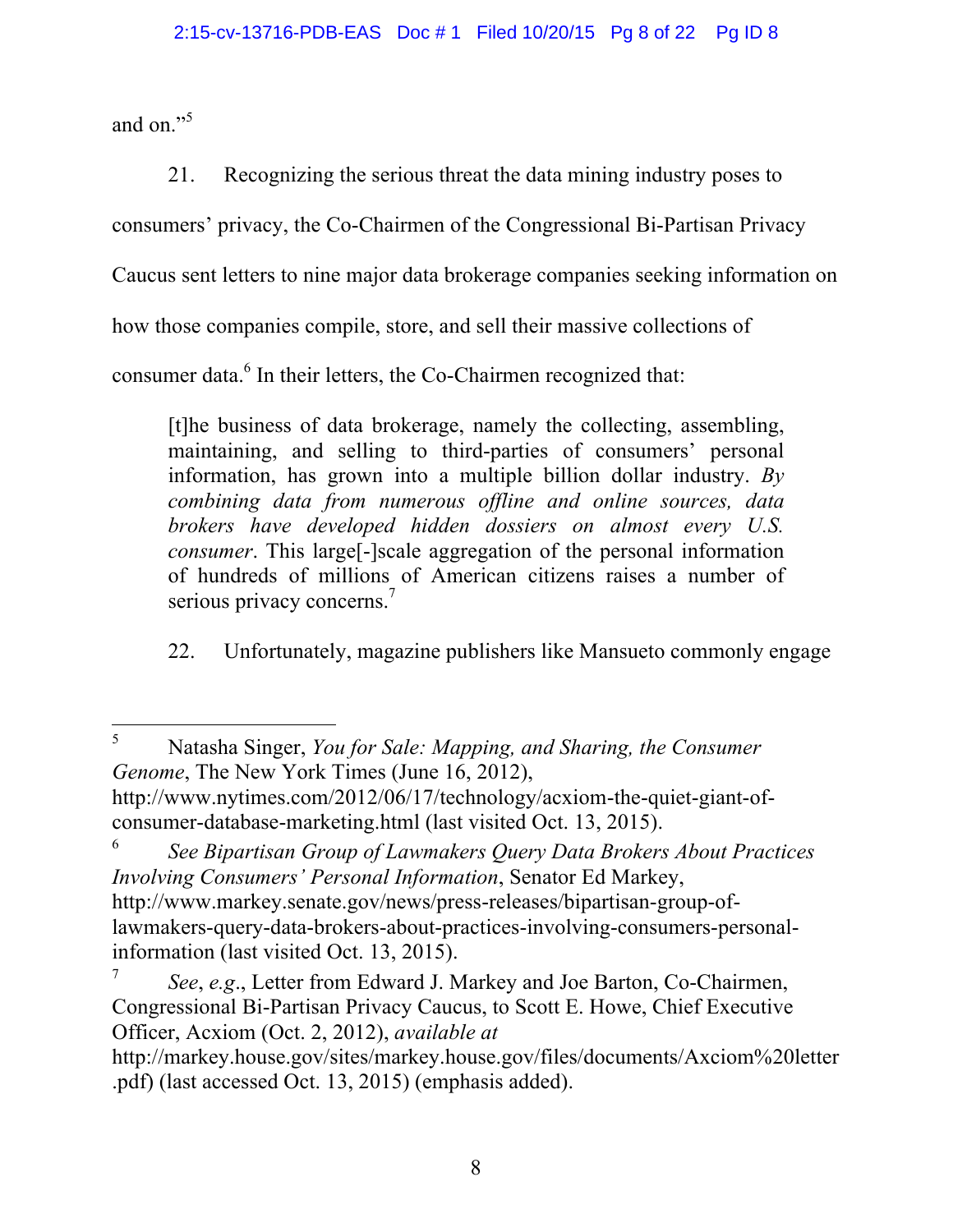and on."[5]

21. Recognizing the serious threat the data mining industry poses to consumers' privacy, the Co-Chairmen of the Congressional Bi-Partisan Privacy Caucus sent letters to nine major data brokerage companies seeking information on how those companies compile, store, and sell their massive collections of consumer data.[6] In their letters, the Co-Chairmen recognized that:

> [t]he business of data brokerage, namely the collecting, assembling, maintaining, and selling to third-parties of consumers' personal information, has grown into a multiple billion dollar industry. *By combining data from numerous offline and online sources, data brokers have developed hidden dossiers on almost every U.S. consumer*. This large[-]scale aggregation of the personal information of hundreds of millions of American citizens raises a number of serious privacy concerns.[7]

22. Unfortunately, magazine publishers like Mansueto commonly engage

---

[5] Natasha Singer, *You for Sale: Mapping, and Sharing, the Consumer Genome*, The New York Times (June 16, 2012), http://www.nytimes.com/2012/06/17/technology/acxiom-the-quiet-giant-of-consumer-database-marketing.html (last visited Oct. 13, 2015).

[6] *See Bipartisan Group of Lawmakers Query Data Brokers About Practices Involving Consumers' Personal Information*, Senator Ed Markey, http://www.markey.senate.gov/news/press-releases/bipartisan-group-of-lawmakers-query-data-brokers-about-practices-involving-consumers-personal-information (last visited Oct. 13, 2015).

[7] *See*, *e.g*., Letter from Edward J. Markey and Joe Barton, Co-Chairmen, Congressional Bi-Partisan Privacy Caucus, to Scott E. Howe, Chief Executive Officer, Acxiom (Oct. 2, 2012), *available at* http://markey.house.gov/sites/markey.house.gov/files/documents/Axciom%20letter.pdf) (last accessed Oct. 13, 2015) (emphasis added).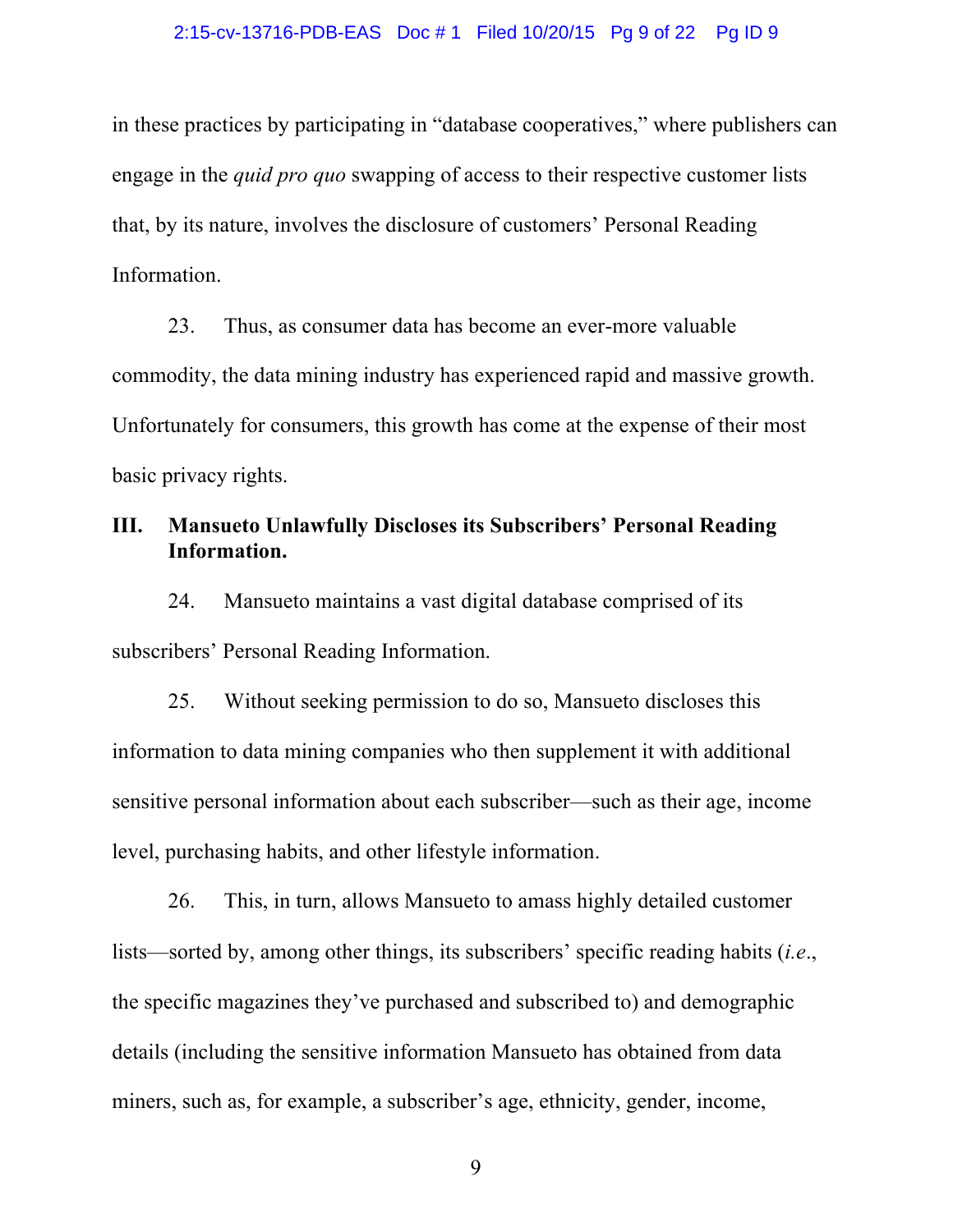in these practices by participating in "database cooperatives," where publishers can engage in the *quid pro quo* swapping of access to their respective customer lists that, by its nature, involves the disclosure of customers' Personal Reading Information.

23. Thus, as consumer data has become an ever-more valuable commodity, the data mining industry has experienced rapid and massive growth. Unfortunately for consumers, this growth has come at the expense of their most basic privacy rights.

### III. Mansueto Unlawfully Discloses its Subscribers' Personal Reading Information.

24. Mansueto maintains a vast digital database comprised of its subscribers' Personal Reading Information.

25. Without seeking permission to do so, Mansueto discloses this information to data mining companies who then supplement it with additional sensitive personal information about each subscriber—such as their age, income level, purchasing habits, and other lifestyle information.

26. This, in turn, allows Mansueto to amass highly detailed customer lists—sorted by, among other things, its subscribers' specific reading habits (*i.e.*, the specific magazines they've purchased and subscribed to) and demographic details (including the sensitive information Mansueto has obtained from data miners, such as, for example, a subscriber's age, ethnicity, gender, income,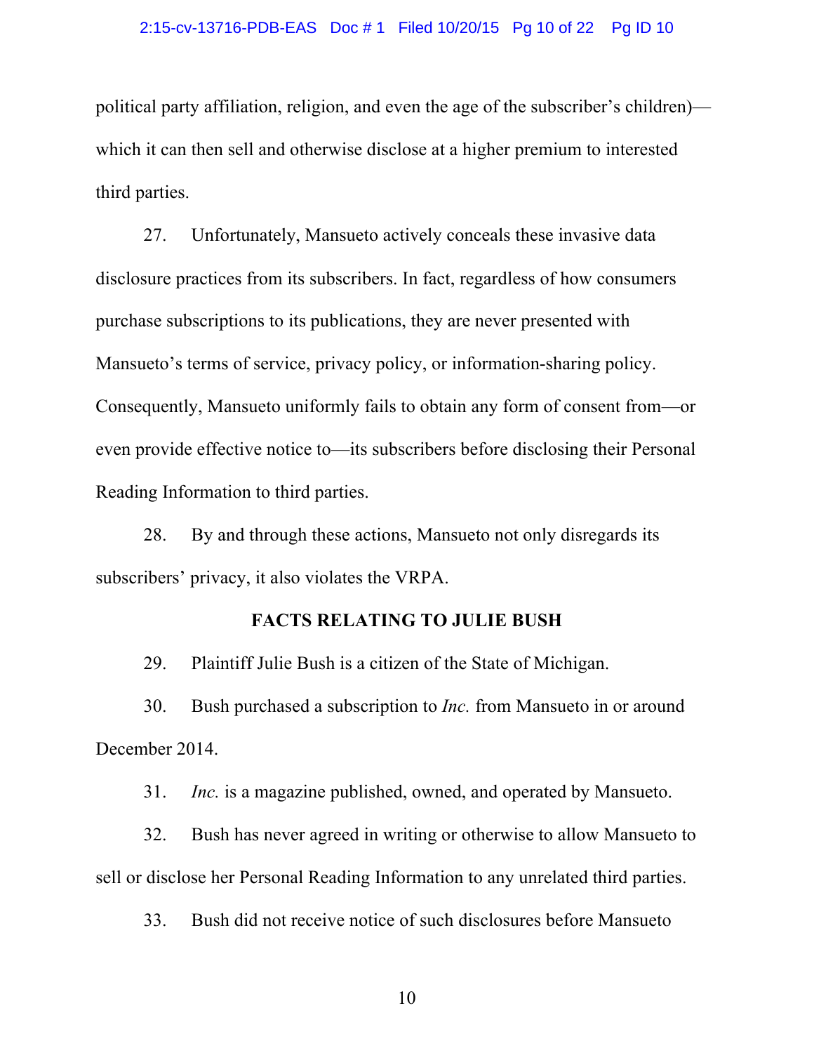political party affiliation, religion, and even the age of the subscriber's children)—which it can then sell and otherwise disclose at a higher premium to interested third parties.

27. Unfortunately, Mansueto actively conceals these invasive data disclosure practices from its subscribers. In fact, regardless of how consumers purchase subscriptions to its publications, they are never presented with Mansueto's terms of service, privacy policy, or information-sharing policy. Consequently, Mansueto uniformly fails to obtain any form of consent from—or even provide effective notice to—its subscribers before disclosing their Personal Reading Information to third parties.

28. By and through these actions, Mansueto not only disregards its subscribers' privacy, it also violates the VRPA.

**FACTS RELATING TO JULIE BUSH**

29. Plaintiff Julie Bush is a citizen of the State of Michigan.

30. Bush purchased a subscription to *Inc.* from Mansueto in or around December 2014.

31. *Inc.* is a magazine published, owned, and operated by Mansueto.

32. Bush has never agreed in writing or otherwise to allow Mansueto to sell or disclose her Personal Reading Information to any unrelated third parties.

33. Bush did not receive notice of such disclosures before Mansueto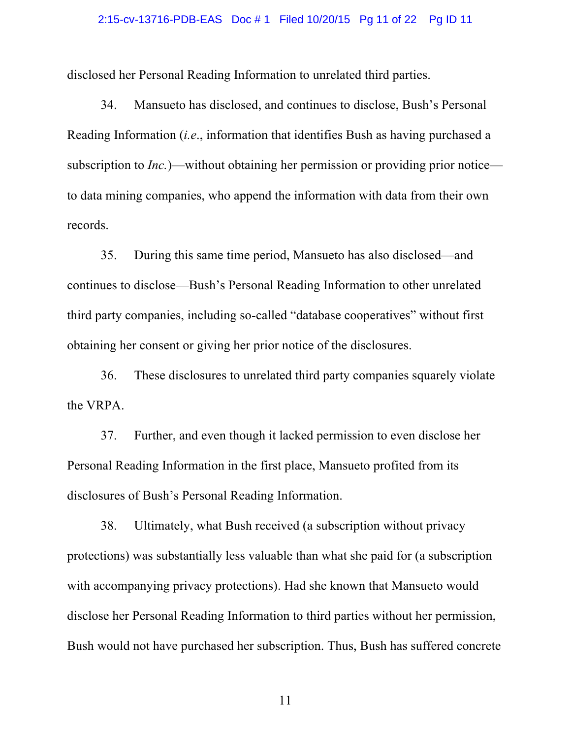disclosed her Personal Reading Information to unrelated third parties.

34. Mansueto has disclosed, and continues to disclose, Bush's Personal Reading Information (*i.e*., information that identifies Bush as having purchased a subscription to *Inc.*)—without obtaining her permission or providing prior notice—to data mining companies, who append the information with data from their own records.

35. During this same time period, Mansueto has also disclosed—and continues to disclose—Bush's Personal Reading Information to other unrelated third party companies, including so-called "database cooperatives" without first obtaining her consent or giving her prior notice of the disclosures.

36. These disclosures to unrelated third party companies squarely violate the VRPA.

37. Further, and even though it lacked permission to even disclose her Personal Reading Information in the first place, Mansueto profited from its disclosures of Bush's Personal Reading Information.

38. Ultimately, what Bush received (a subscription without privacy protections) was substantially less valuable than what she paid for (a subscription with accompanying privacy protections). Had she known that Mansueto would disclose her Personal Reading Information to third parties without her permission, Bush would not have purchased her subscription. Thus, Bush has suffered concrete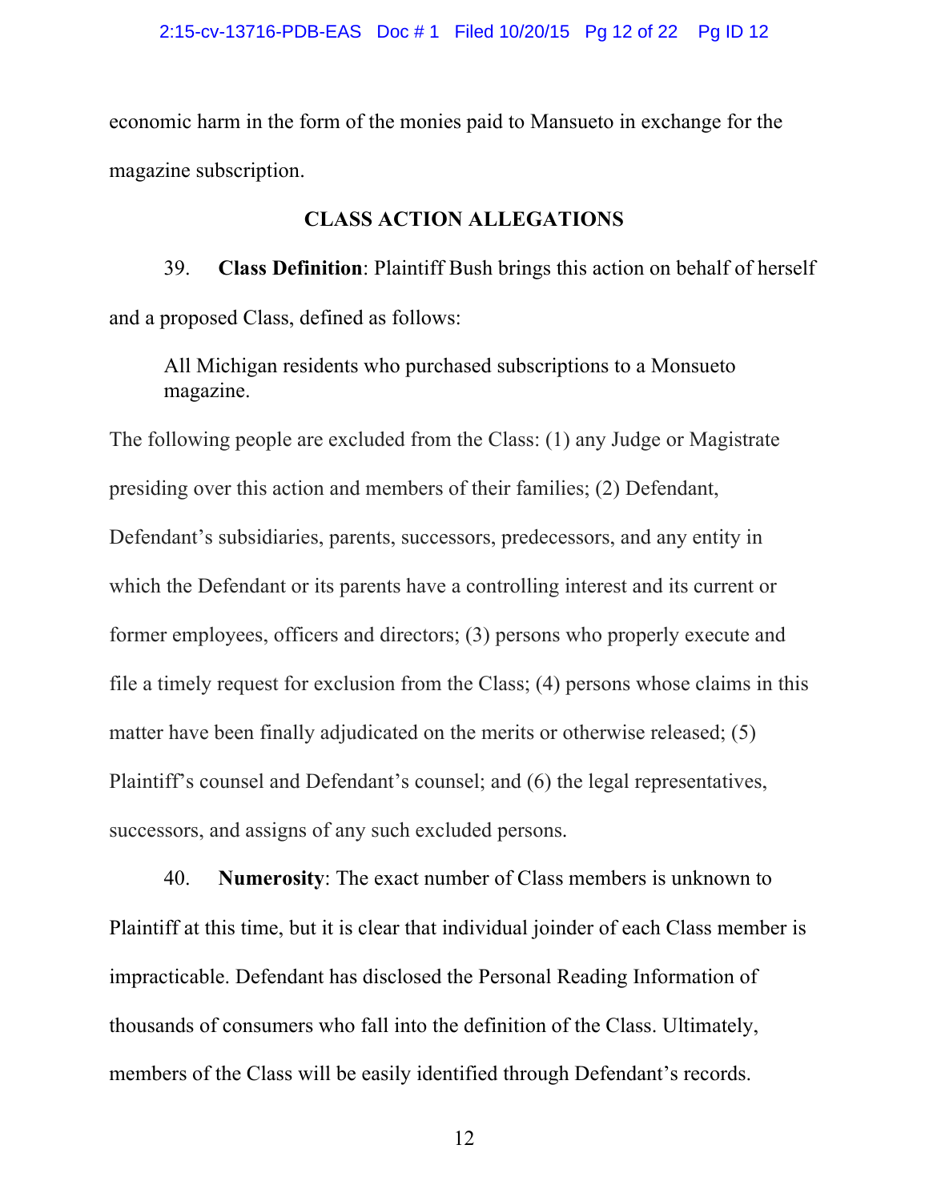economic harm in the form of the monies paid to Mansueto in exchange for the magazine subscription.

## CLASS ACTION ALLEGATIONS

39. **Class Definition**: Plaintiff Bush brings this action on behalf of herself and a proposed Class, defined as follows:

> All Michigan residents who purchased subscriptions to a Monsueto magazine.

The following people are excluded from the Class: (1) any Judge or Magistrate presiding over this action and members of their families; (2) Defendant, Defendant's subsidiaries, parents, successors, predecessors, and any entity in which the Defendant or its parents have a controlling interest and its current or former employees, officers and directors; (3) persons who properly execute and file a timely request for exclusion from the Class; (4) persons whose claims in this matter have been finally adjudicated on the merits or otherwise released; (5) Plaintiff's counsel and Defendant's counsel; and (6) the legal representatives, successors, and assigns of any such excluded persons.

40. **Numerosity**: The exact number of Class members is unknown to Plaintiff at this time, but it is clear that individual joinder of each Class member is impracticable. Defendant has disclosed the Personal Reading Information of thousands of consumers who fall into the definition of the Class. Ultimately, members of the Class will be easily identified through Defendant's records.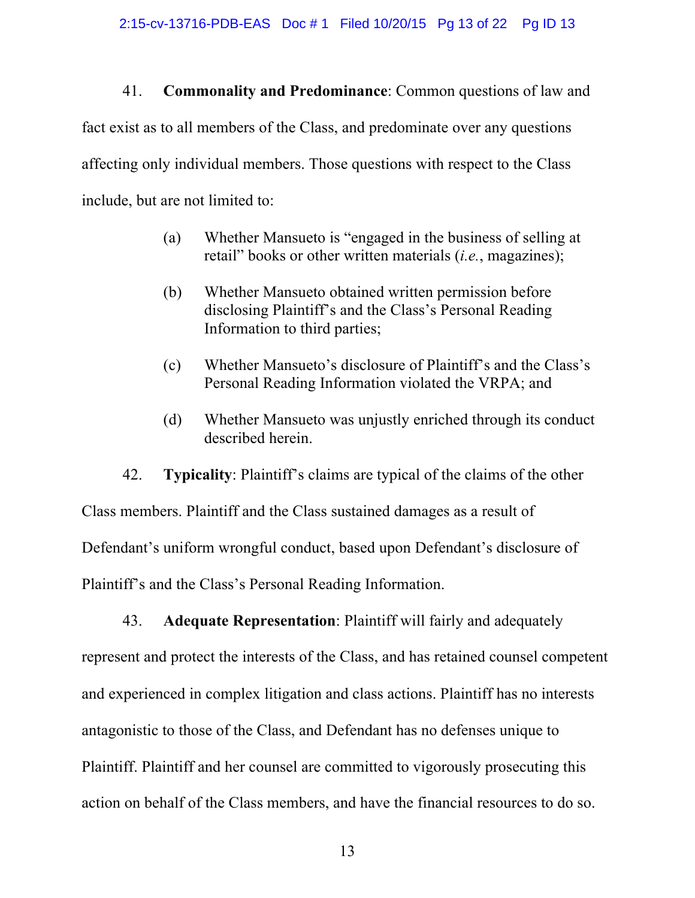41. **Commonality and Predominance**: Common questions of law and fact exist as to all members of the Class, and predominate over any questions affecting only individual members. Those questions with respect to the Class include, but are not limited to:

(a) Whether Mansueto is "engaged in the business of selling at retail" books or other written materials (*i.e.*, magazines);

(b) Whether Mansueto obtained written permission before disclosing Plaintiff's and the Class's Personal Reading Information to third parties;

(c) Whether Mansueto's disclosure of Plaintiff's and the Class's Personal Reading Information violated the VRPA; and

(d) Whether Mansueto was unjustly enriched through its conduct described herein.

42. **Typicality**: Plaintiff's claims are typical of the claims of the other Class members. Plaintiff and the Class sustained damages as a result of Defendant's uniform wrongful conduct, based upon Defendant's disclosure of Plaintiff's and the Class's Personal Reading Information.

43. **Adequate Representation**: Plaintiff will fairly and adequately represent and protect the interests of the Class, and has retained counsel competent and experienced in complex litigation and class actions. Plaintiff has no interests antagonistic to those of the Class, and Defendant has no defenses unique to Plaintiff. Plaintiff and her counsel are committed to vigorously prosecuting this action on behalf of the Class members, and have the financial resources to do so.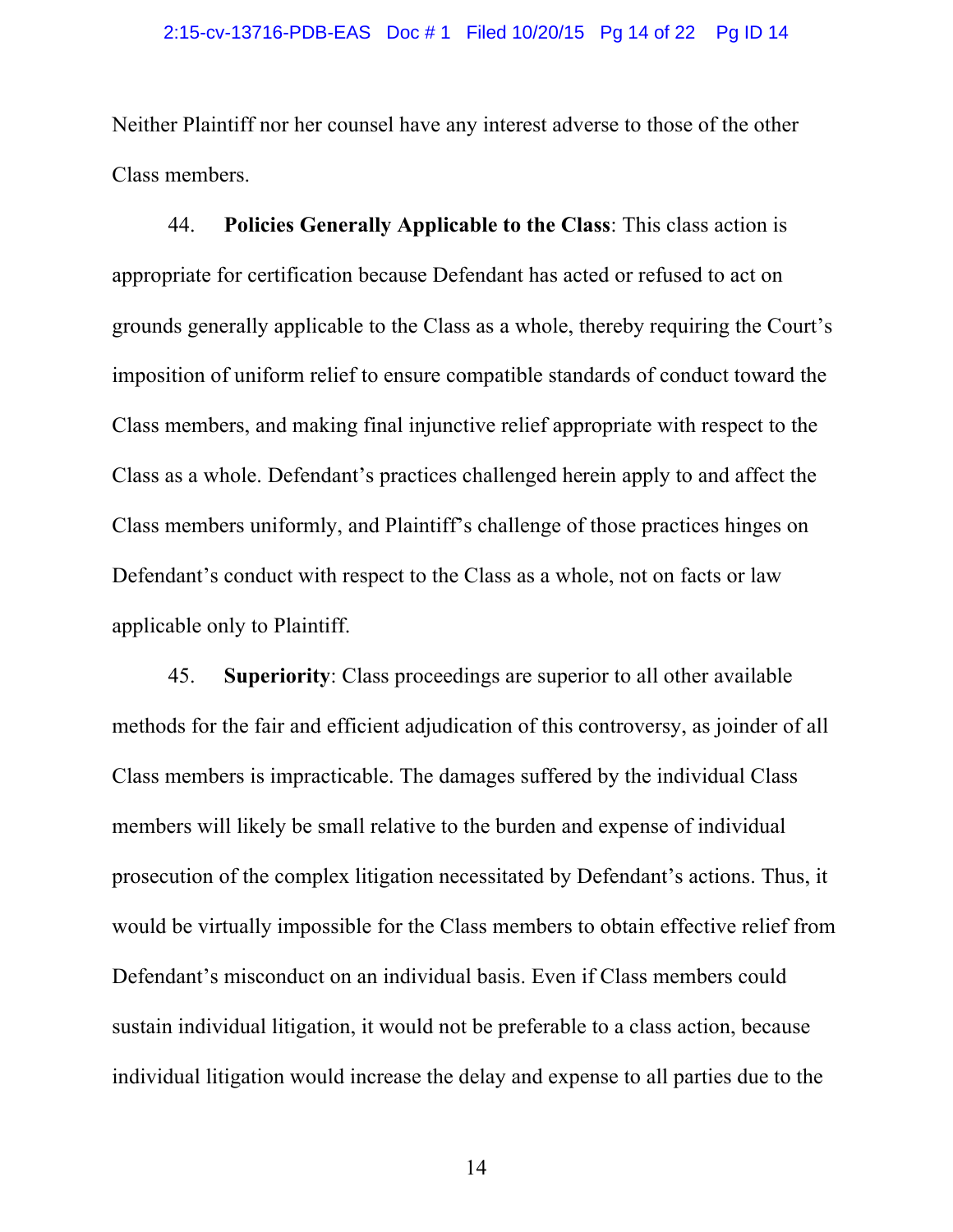Neither Plaintiff nor her counsel have any interest adverse to those of the other Class members.

44. **Policies Generally Applicable to the Class**: This class action is appropriate for certification because Defendant has acted or refused to act on grounds generally applicable to the Class as a whole, thereby requiring the Court's imposition of uniform relief to ensure compatible standards of conduct toward the Class members, and making final injunctive relief appropriate with respect to the Class as a whole. Defendant's practices challenged herein apply to and affect the Class members uniformly, and Plaintiff's challenge of those practices hinges on Defendant's conduct with respect to the Class as a whole, not on facts or law applicable only to Plaintiff.

45. **Superiority**: Class proceedings are superior to all other available methods for the fair and efficient adjudication of this controversy, as joinder of all Class members is impracticable. The damages suffered by the individual Class members will likely be small relative to the burden and expense of individual prosecution of the complex litigation necessitated by Defendant's actions. Thus, it would be virtually impossible for the Class members to obtain effective relief from Defendant's misconduct on an individual basis. Even if Class members could sustain individual litigation, it would not be preferable to a class action, because individual litigation would increase the delay and expense to all parties due to the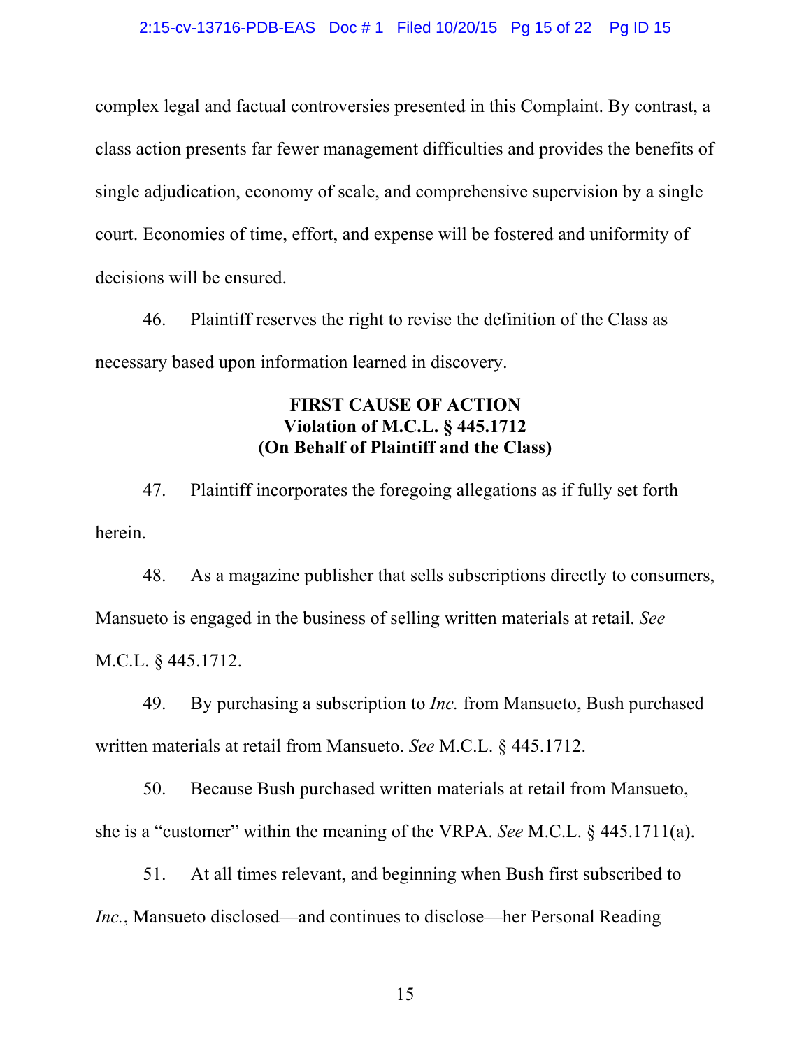complex legal and factual controversies presented in this Complaint. By contrast, a class action presents far fewer management difficulties and provides the benefits of single adjudication, economy of scale, and comprehensive supervision by a single court. Economies of time, effort, and expense will be fostered and uniformity of decisions will be ensured.

46. Plaintiff reserves the right to revise the definition of the Class as necessary based upon information learned in discovery.

**FIRST CAUSE OF ACTION**
**Violation of M.C.L. § 445.1712**
**(On Behalf of Plaintiff and the Class)**

47. Plaintiff incorporates the foregoing allegations as if fully set forth herein.

48. As a magazine publisher that sells subscriptions directly to consumers, Mansueto is engaged in the business of selling written materials at retail. *See* M.C.L. § 445.1712.

49. By purchasing a subscription to *Inc.* from Mansueto, Bush purchased written materials at retail from Mansueto. *See* M.C.L. § 445.1712.

50. Because Bush purchased written materials at retail from Mansueto, she is a "customer" within the meaning of the VRPA. *See* M.C.L. § 445.1711(a).

51. At all times relevant, and beginning when Bush first subscribed to *Inc.*, Mansueto disclosed—and continues to disclose—her Personal Reading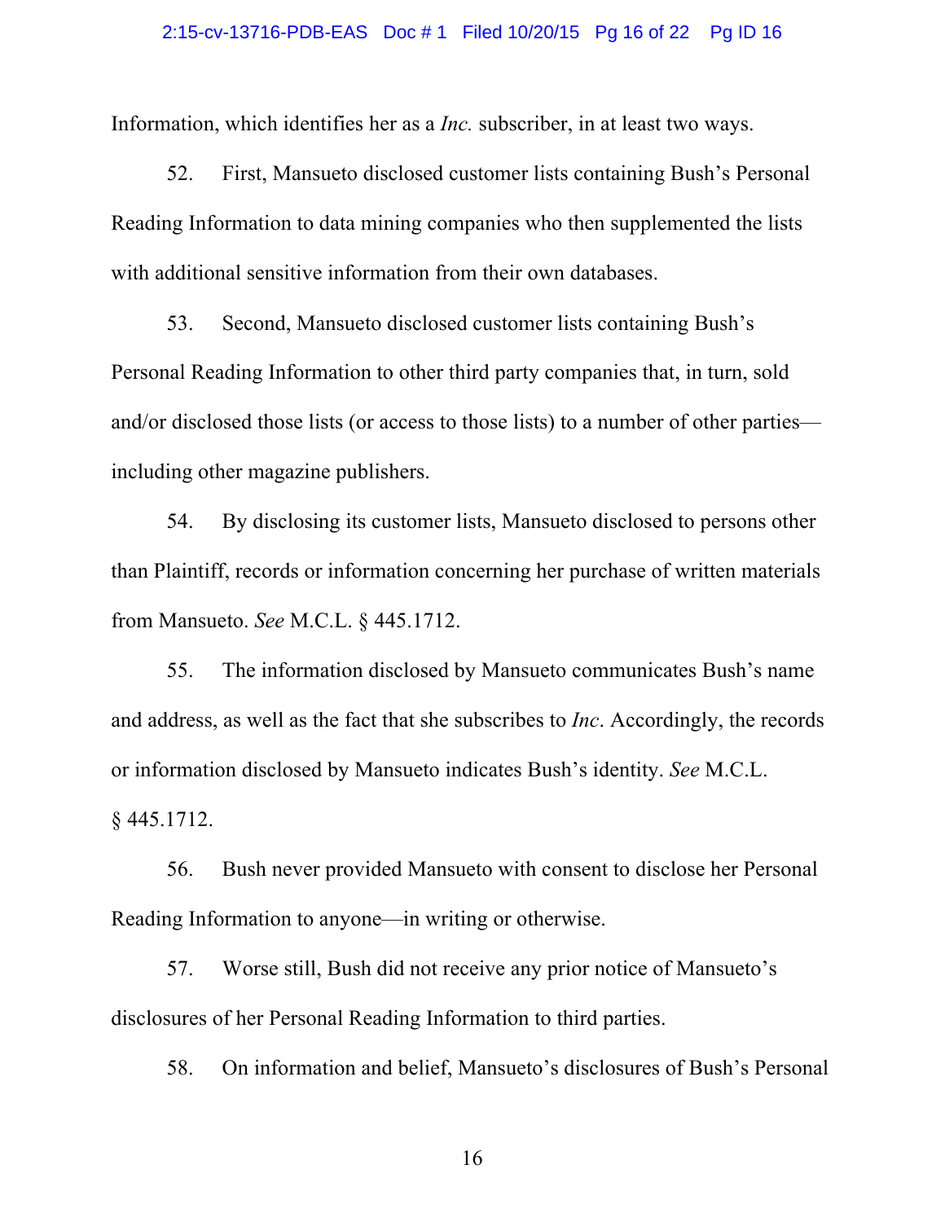Information, which identifies her as a *Inc.* subscriber, in at least two ways.

52. First, Mansueto disclosed customer lists containing Bush's Personal Reading Information to data mining companies who then supplemented the lists with additional sensitive information from their own databases.

53. Second, Mansueto disclosed customer lists containing Bush's Personal Reading Information to other third party companies that, in turn, sold and/or disclosed those lists (or access to those lists) to a number of other parties—including other magazine publishers.

54. By disclosing its customer lists, Mansueto disclosed to persons other than Plaintiff, records or information concerning her purchase of written materials from Mansueto. *See* M.C.L. § 445.1712.

55. The information disclosed by Mansueto communicates Bush's name and address, as well as the fact that she subscribes to *Inc*. Accordingly, the records or information disclosed by Mansueto indicates Bush's identity. *See* M.C.L. § 445.1712.

56. Bush never provided Mansueto with consent to disclose her Personal Reading Information to anyone—in writing or otherwise.

57. Worse still, Bush did not receive any prior notice of Mansueto's disclosures of her Personal Reading Information to third parties.

58. On information and belief, Mansueto's disclosures of Bush's Personal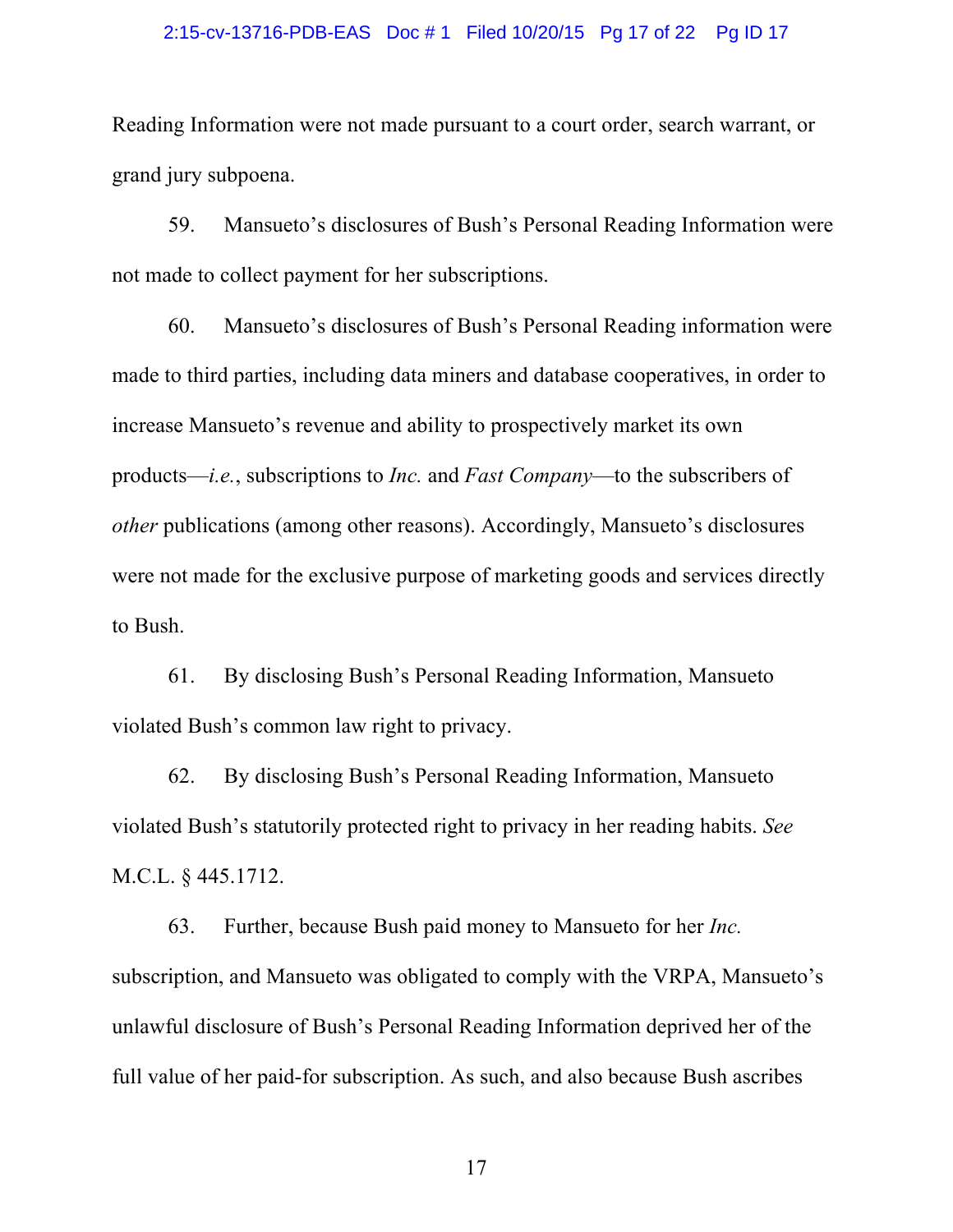Reading Information were not made pursuant to a court order, search warrant, or grand jury subpoena.

59. Mansueto's disclosures of Bush's Personal Reading Information were not made to collect payment for her subscriptions.

60. Mansueto's disclosures of Bush's Personal Reading information were made to third parties, including data miners and database cooperatives, in order to increase Mansueto's revenue and ability to prospectively market its own products—*i.e.*, subscriptions to *Inc.* and *Fast Company*—to the subscribers of *other* publications (among other reasons). Accordingly, Mansueto's disclosures were not made for the exclusive purpose of marketing goods and services directly to Bush.

61. By disclosing Bush's Personal Reading Information, Mansueto violated Bush's common law right to privacy.

62. By disclosing Bush's Personal Reading Information, Mansueto violated Bush's statutorily protected right to privacy in her reading habits. *See* M.C.L. § 445.1712.

63. Further, because Bush paid money to Mansueto for her *Inc.* subscription, and Mansueto was obligated to comply with the VRPA, Mansueto's unlawful disclosure of Bush's Personal Reading Information deprived her of the full value of her paid-for subscription. As such, and also because Bush ascribes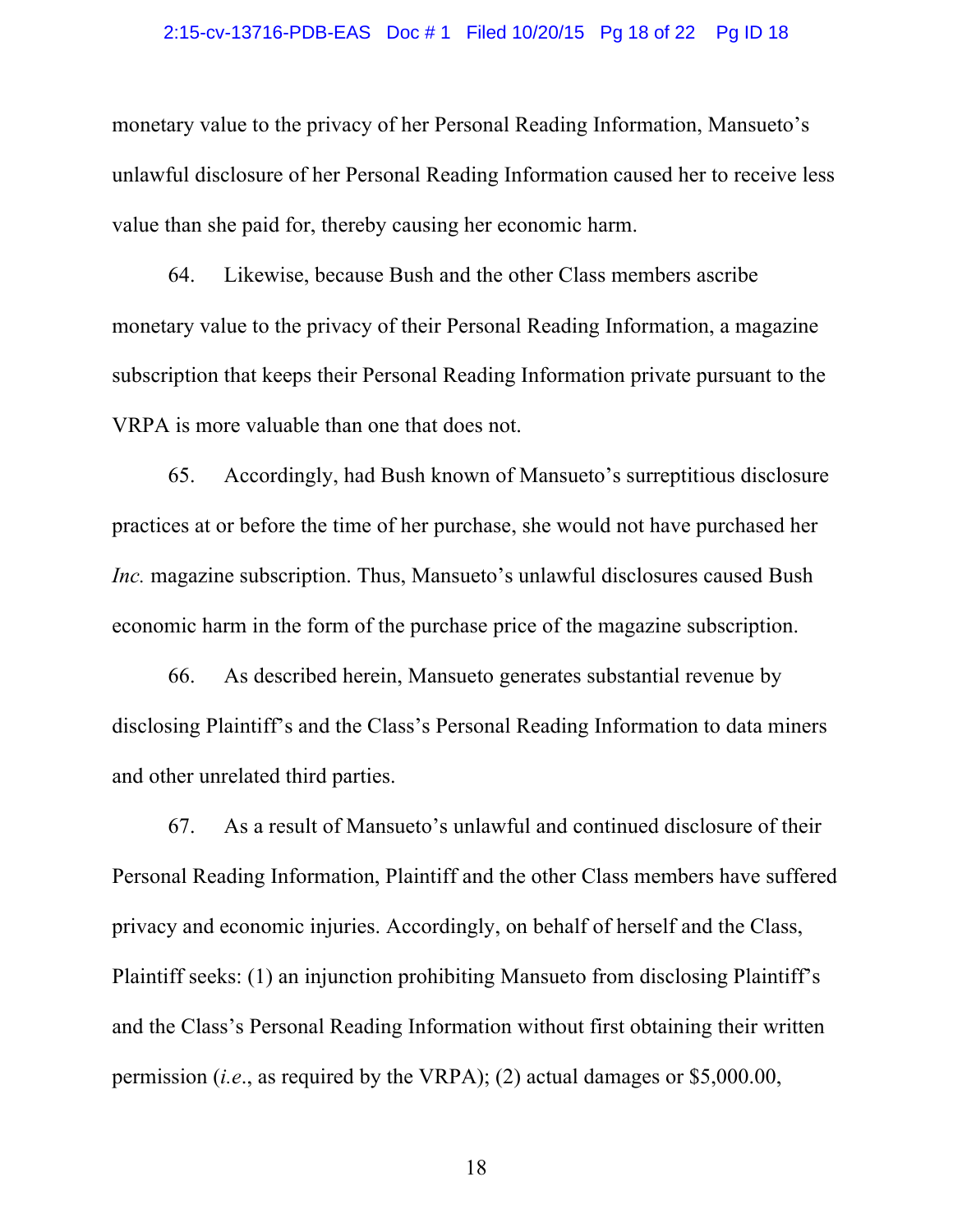monetary value to the privacy of her Personal Reading Information, Mansueto's unlawful disclosure of her Personal Reading Information caused her to receive less value than she paid for, thereby causing her economic harm.

64. Likewise, because Bush and the other Class members ascribe monetary value to the privacy of their Personal Reading Information, a magazine subscription that keeps their Personal Reading Information private pursuant to the VRPA is more valuable than one that does not.

65. Accordingly, had Bush known of Mansueto's surreptitious disclosure practices at or before the time of her purchase, she would not have purchased her *Inc.* magazine subscription. Thus, Mansueto's unlawful disclosures caused Bush economic harm in the form of the purchase price of the magazine subscription.

66. As described herein, Mansueto generates substantial revenue by disclosing Plaintiff's and the Class's Personal Reading Information to data miners and other unrelated third parties.

67. As a result of Mansueto's unlawful and continued disclosure of their Personal Reading Information, Plaintiff and the other Class members have suffered privacy and economic injuries. Accordingly, on behalf of herself and the Class, Plaintiff seeks: (1) an injunction prohibiting Mansueto from disclosing Plaintiff's and the Class's Personal Reading Information without first obtaining their written permission (*i.e.*, as required by the VRPA); (2) actual damages or $5,000.00,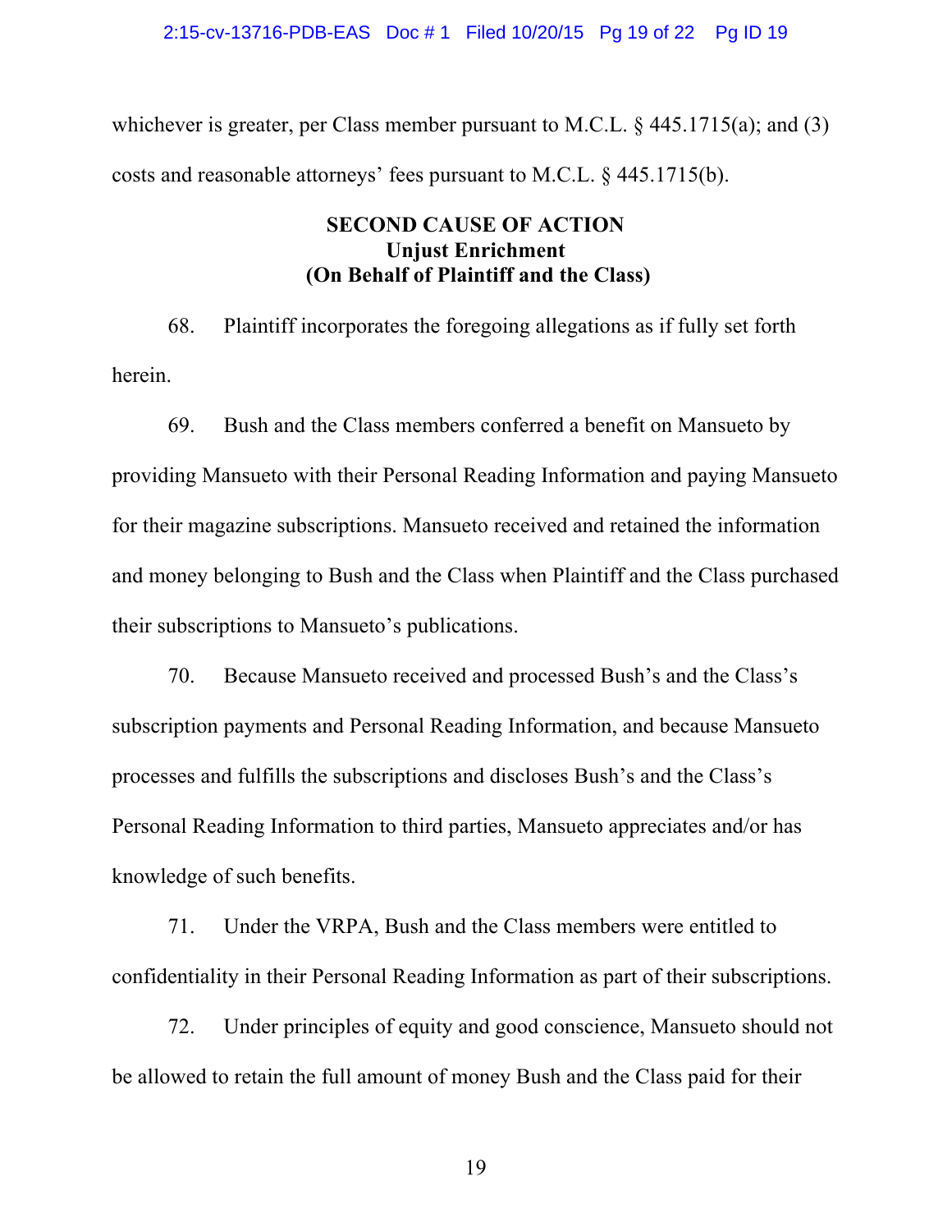whichever is greater, per Class member pursuant to M.C.L. § 445.1715(a); and (3) costs and reasonable attorneys' fees pursuant to M.C.L. § 445.1715(b).

**SECOND CAUSE OF ACTION**
**Unjust Enrichment**
**(On Behalf of Plaintiff and the Class)**

68. Plaintiff incorporates the foregoing allegations as if fully set forth herein.

69. Bush and the Class members conferred a benefit on Mansueto by providing Mansueto with their Personal Reading Information and paying Mansueto for their magazine subscriptions. Mansueto received and retained the information and money belonging to Bush and the Class when Plaintiff and the Class purchased their subscriptions to Mansueto's publications.

70. Because Mansueto received and processed Bush's and the Class's subscription payments and Personal Reading Information, and because Mansueto processes and fulfills the subscriptions and discloses Bush's and the Class's Personal Reading Information to third parties, Mansueto appreciates and/or has knowledge of such benefits.

71. Under the VRPA, Bush and the Class members were entitled to confidentiality in their Personal Reading Information as part of their subscriptions.

72. Under principles of equity and good conscience, Mansueto should not be allowed to retain the full amount of money Bush and the Class paid for their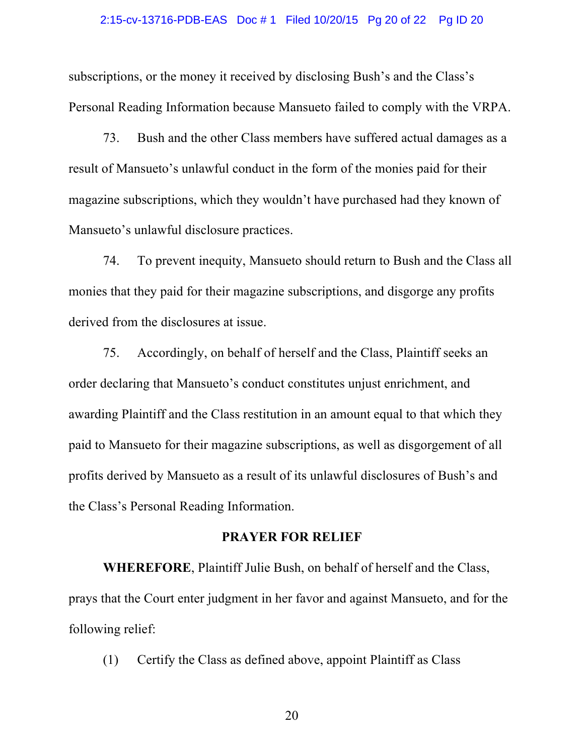subscriptions, or the money it received by disclosing Bush's and the Class's Personal Reading Information because Mansueto failed to comply with the VRPA.

73. Bush and the other Class members have suffered actual damages as a result of Mansueto's unlawful conduct in the form of the monies paid for their magazine subscriptions, which they wouldn't have purchased had they known of Mansueto's unlawful disclosure practices.

74. To prevent inequity, Mansueto should return to Bush and the Class all monies that they paid for their magazine subscriptions, and disgorge any profits derived from the disclosures at issue.

75. Accordingly, on behalf of herself and the Class, Plaintiff seeks an order declaring that Mansueto's conduct constitutes unjust enrichment, and awarding Plaintiff and the Class restitution in an amount equal to that which they paid to Mansueto for their magazine subscriptions, as well as disgorgement of all profits derived by Mansueto as a result of its unlawful disclosures of Bush's and the Class's Personal Reading Information.

## PRAYER FOR RELIEF

**WHEREFORE**, Plaintiff Julie Bush, on behalf of herself and the Class, prays that the Court enter judgment in her favor and against Mansueto, and for the following relief:

(1) Certify the Class as defined above, appoint Plaintiff as Class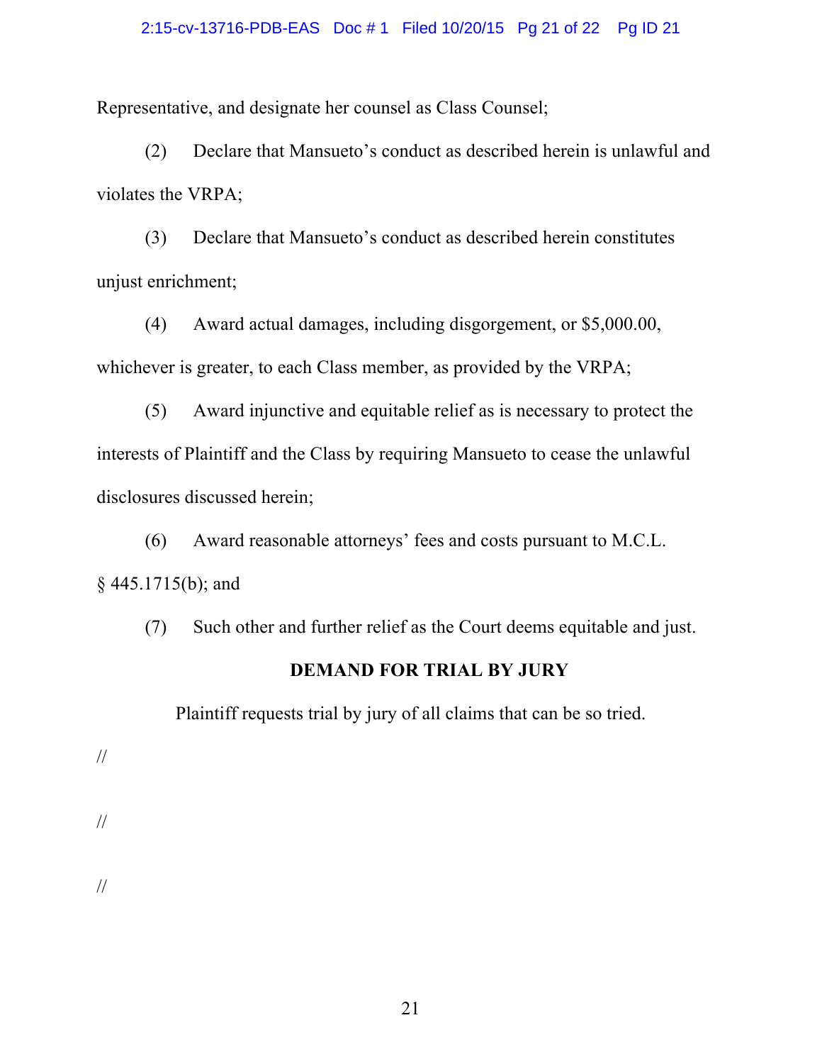Representative, and designate her counsel as Class Counsel;

(2) Declare that Mansueto's conduct as described herein is unlawful and violates the VRPA;

(3) Declare that Mansueto's conduct as described herein constitutes unjust enrichment;

(4) Award actual damages, including disgorgement, or $5,000.00, whichever is greater, to each Class member, as provided by the VRPA;

(5) Award injunctive and equitable relief as is necessary to protect the interests of Plaintiff and the Class by requiring Mansueto to cease the unlawful disclosures discussed herein;

(6) Award reasonable attorneys' fees and costs pursuant to M.C.L. § 445.1715(b); and

(7) Such other and further relief as the Court deems equitable and just.

**DEMAND FOR TRIAL BY JURY**

Plaintiff requests trial by jury of all claims that can be so tried.

//

//

//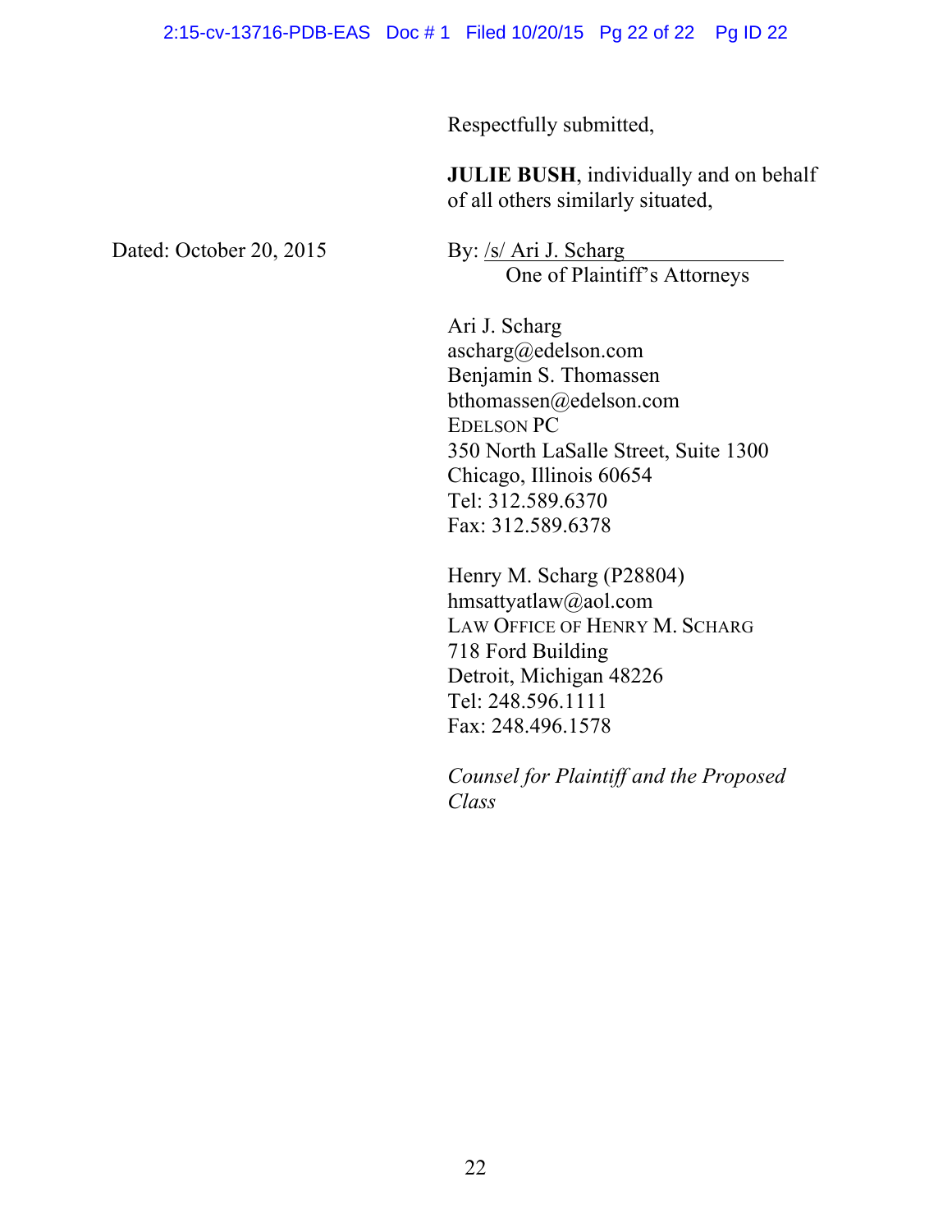Respectfully submitted,

**JULIE BUSH**, individually and on behalf of all others similarly situated,

Dated: October 20, 2015

By: /s/ Ari J. Scharg
One of Plaintiff's Attorneys

Ari J. Scharg
ascharg@edelson.com
Benjamin S. Thomassen
bthomassen@edelson.com
EDELSON PC
350 North LaSalle Street, Suite 1300
Chicago, Illinois 60654
Tel: 312.589.6370
Fax: 312.589.6378

Henry M. Scharg (P28804)
hmsattyatlaw@aol.com
LAW OFFICE OF HENRY M. SCHARG
718 Ford Building
Detroit, Michigan 48226
Tel: 248.596.1111
Fax: 248.496.1578

*Counsel for Plaintiff and the Proposed Class*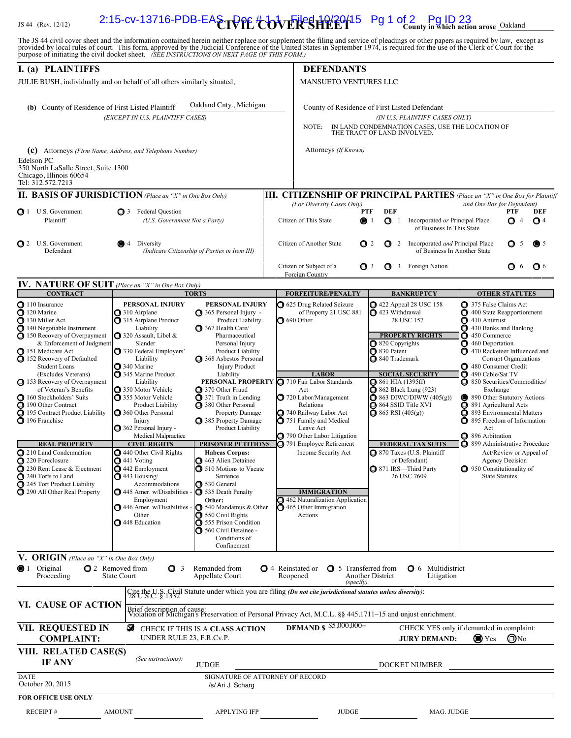JS 44 (Rev. 12/12)

# CIVIL COVER SHEET

**County in which action arose** Oakland

The JS 44 civil cover sheet and the information contained herein neither replace nor supplement the filing and service of pleadings or other papers as required by law, except as provided by local rules of court. This form, approved by the Judicial Conference of the United States in September 1974, is required for the use of the Clerk of Court for the purpose of initiating the civil docket sheet. *(SEE INSTRUCTIONS ON NEXT PAGE OF THIS FORM.)*

## I. (a) PLAINTIFFS

JULIE BUSH, individually and on behalf of all others similarly situated,

**(b)** County of Residence of First Listed Plaintiff: Oakland Cnty., Michigan
*(EXCEPT IN U.S. PLAINTIFF CASES)*

**(c)** Attorneys *(Firm Name, Address, and Telephone Number)*

Edelson PC
350 North LaSalle Street, Suite 1300
Chicago, Illinois 60654
Tel: 312.572.7213

## DEFENDANTS

MANSUETO VENTURES LLC

County of Residence of First Listed Defendant:
*(IN U.S. PLAINTIFF CASES ONLY)*

NOTE: IN LAND CONDEMNATION CASES, USE THE LOCATION OF THE TRACT OF LAND INVOLVED.

Attorneys *(If Known)*

## II. BASIS OF JURISDICTION *(Place an "X" in One Box Only)*

- ☐ 1 U.S. Government Plaintiff
- ☐ 3 Federal Question *(U.S. Government Not a Party)*
- ☐ 2 U.S. Government Defendant
- ☒ 4 Diversity *(Indicate Citizenship of Parties in Item III)*

## III. CITIZENSHIP OF PRINCIPAL PARTIES *(Place an "X" in One Box for Plaintiff and One Box for Defendant)* *(For Diversity Cases Only)*

| | PTF | DEF | | PTF | DEF |
|---|---|---|---|---|---|
| Citizen of This State | ☒ 1 | ☐ 1 | Incorporated *or* Principal Place of Business In This State | ☐ 4 | ☐ 4 |
| Citizen of Another State | ☐ 2 | ☐ 2 | Incorporated *and* Principal Place of Business In Another State | ☐ 5 | ☒ 5 |
| Citizen or Subject of a Foreign Country | ☐ 3 | ☐ 3 | Foreign Nation | ☐ 6 | ☐ 6 |

## IV. NATURE OF SUIT *(Place an "X" in One Box Only)*

**CONTRACT**
- ☐ 110 Insurance
- ☐ 120 Marine
- ☐ 130 Miller Act
- ☐ 140 Negotiable Instrument
- ☐ 150 Recovery of Overpayment & Enforcement of Judgment
- ☐ 151 Medicare Act
- ☐ 152 Recovery of Defaulted Student Loans (Excludes Veterans)
- ☐ 153 Recovery of Overpayment of Veteran's Benefits
- ☐ 160 Stockholders' Suits
- ☐ 190 Other Contract
- ☐ 195 Contract Product Liability
- ☐ 196 Franchise

**REAL PROPERTY**
- ☐ 210 Land Condemnation
- ☐ 220 Foreclosure
- ☐ 230 Rent Lease & Ejectment
- ☐ 240 Torts to Land
- ☐ 245 Tort Product Liability
- ☐ 290 All Other Real Property

**TORTS**

PERSONAL INJURY
- ☐ 310 Airplane
- ☐ 315 Airplane Product Liability
- ☐ 320 Assault, Libel & Slander
- ☐ 330 Federal Employers' Liability
- ☐ 340 Marine
- ☐ 345 Marine Product Liability
- ☐ 350 Motor Vehicle
- ☐ 355 Motor Vehicle Product Liability
- ☐ 360 Other Personal Injury
- ☐ 362 Personal Injury - Medical Malpractice

PERSONAL INJURY
- ☐ 365 Personal Injury - Product Liability
- ☐ 367 Health Care/ Pharmaceutical Personal Injury Product Liability
- ☐ 368 Asbestos Personal Injury Product Liability

PERSONAL PROPERTY
- ☐ 370 Other Fraud
- ☐ 371 Truth in Lending
- ☐ 380 Other Personal Property Damage
- ☐ 385 Property Damage Product Liability

**CIVIL RIGHTS**
- ☐ 440 Other Civil Rights
- ☐ 441 Voting
- ☐ 442 Employment
- ☐ 443 Housing/ Accommodations
- ☐ 445 Amer. w/Disabilities - Employment
- ☐ 446 Amer. w/Disabilities - Other
- ☐ 448 Education

**PRISONER PETITIONS**

Habeas Corpus:
- ☐ 463 Alien Detainee
- ☐ 510 Motions to Vacate Sentence
- ☐ 530 General
- ☐ 535 Death Penalty

Other:
- ☐ 540 Mandamus & Other
- ☐ 550 Civil Rights
- ☐ 555 Prison Condition
- ☐ 560 Civil Detainee - Conditions of Confinement

**FORFEITURE/PENALTY**
- ☐ 625 Drug Related Seizure of Property 21 USC 881
- ☐ 690 Other

**LABOR**
- ☐ 710 Fair Labor Standards Act
- ☐ 720 Labor/Management Relations
- ☐ 740 Railway Labor Act
- ☐ 751 Family and Medical Leave Act
- ☐ 790 Other Labor Litigation
- ☐ 791 Employee Retirement Income Security Act

**IMMIGRATION**
- ☐ 462 Naturalization Application
- ☐ 465 Other Immigration Actions

**BANKRUPTCY**
- ☐ 422 Appeal 28 USC 158
- ☐ 423 Withdrawal 28 USC 157

**PROPERTY RIGHTS**
- ☐ 820 Copyrights
- ☐ 830 Patent
- ☐ 840 Trademark

**SOCIAL SECURITY**
- ☐ 861 HIA (1395ff)
- ☐ 862 Black Lung (923)
- ☐ 863 DIWC/DIWW (405(g))
- ☐ 864 SSID Title XVI
- ☐ 865 RSI (405(g))

**FEDERAL TAX SUITS**
- ☐ 870 Taxes (U.S. Plaintiff or Defendant)
- ☐ 871 IRS—Third Party 26 USC 7609

**OTHER STATUTES**
- ☐ 375 False Claims Act
- ☐ 400 State Reapportionment
- ☐ 410 Antitrust
- ☐ 430 Banks and Banking
- ☐ 450 Commerce
- ☐ 460 Deportation
- ☐ 470 Racketeer Influenced and Corrupt Organizations
- ☐ 480 Consumer Credit
- ☐ 490 Cable/Sat TV
- ☐ 850 Securities/Commodities/ Exchange
- ☒ 890 Other Statutory Actions
- ☐ 891 Agricultural Acts
- ☐ 893 Environmental Matters
- ☐ 895 Freedom of Information Act
- ☐ 896 Arbitration
- ☐ 899 Administrative Procedure Act/Review or Appeal of Agency Decision
- ☐ 950 Constitutionality of State Statutes

## V. ORIGIN *(Place an "X" in One Box Only)*

- ☒ 1 Original Proceeding
- ☐ 2 Removed from State Court
- ☐ 3 Remanded from Appellate Court
- ☐ 4 Reinstated or Reopened
- ☐ 5 Transferred from Another District *(specify)*
- ☐ 6 Multidistrict Litigation

## VI. CAUSE OF ACTION

Cite the U.S. Civil Statute under which you are filing *(Do not cite jurisdictional statutes unless diversity)*: 28 U.S.C. § 1332

Brief description of cause: Violation of Michigan's Preservation of Personal Privacy Act, M.C.L. §§ 445.1711–15 and unjust enrichment.

## VII. REQUESTED IN COMPLAINT:

☒ CHECK IF THIS IS A CLASS ACTION UNDER RULE 23, F.R.Cv.P.

DEMAND $ $5,000,000+

CHECK YES only if demanded in complaint:
**JURY DEMAND:** ☒ Yes ☐ No

## VIII. RELATED CASE(S) IF ANY

*(See instructions):* JUDGE ______ DOCKET NUMBER ______

DATE: October 20, 2015

SIGNATURE OF ATTORNEY OF RECORD: /s/ Ari J. Scharg

**FOR OFFICE USE ONLY**

RECEIPT # ______ AMOUNT ______ APPLYING IFP ______ JUDGE ______ MAG. JUDGE ______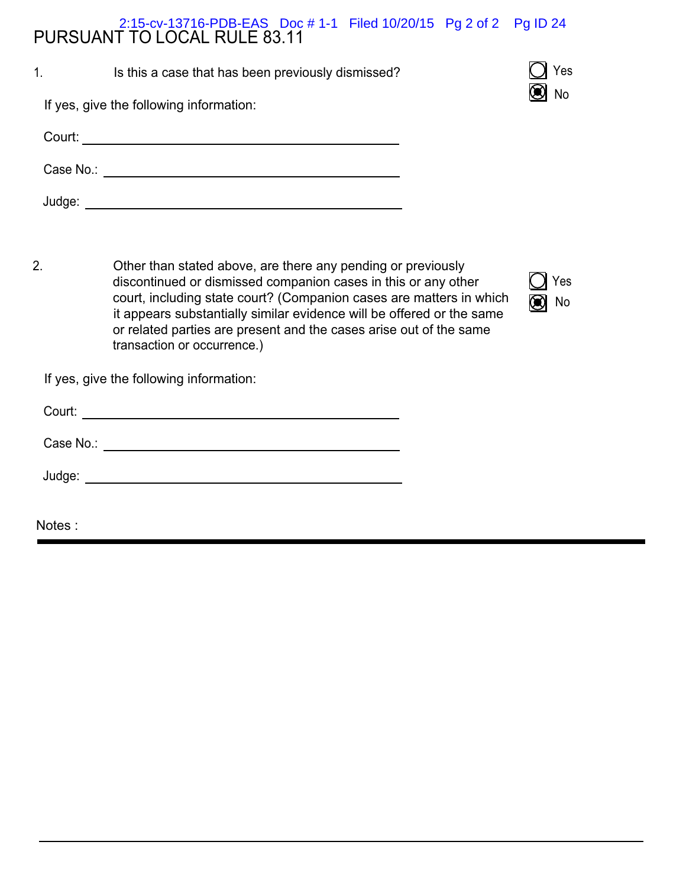PURSUANT TO LOCAL RULE 83.11

1. Is this a case that has been previously dismissed?

- [ ] Yes
- [x] No

If yes, give the following information:

Court: ______________________________

Case No.: ______________________________

Judge: ______________________________

2. Other than stated above, are there any pending or previously discontinued or dismissed companion cases in this or any other court, including state court? (Companion cases are matters in which it appears substantially similar evidence will be offered or the same or related parties are present and the cases arise out of the same transaction or occurrence.)

- [ ] Yes
- [x] No

If yes, give the following information:

Court: ______________________________

Case No.: ______________________________

Judge: ______________________________

Notes :